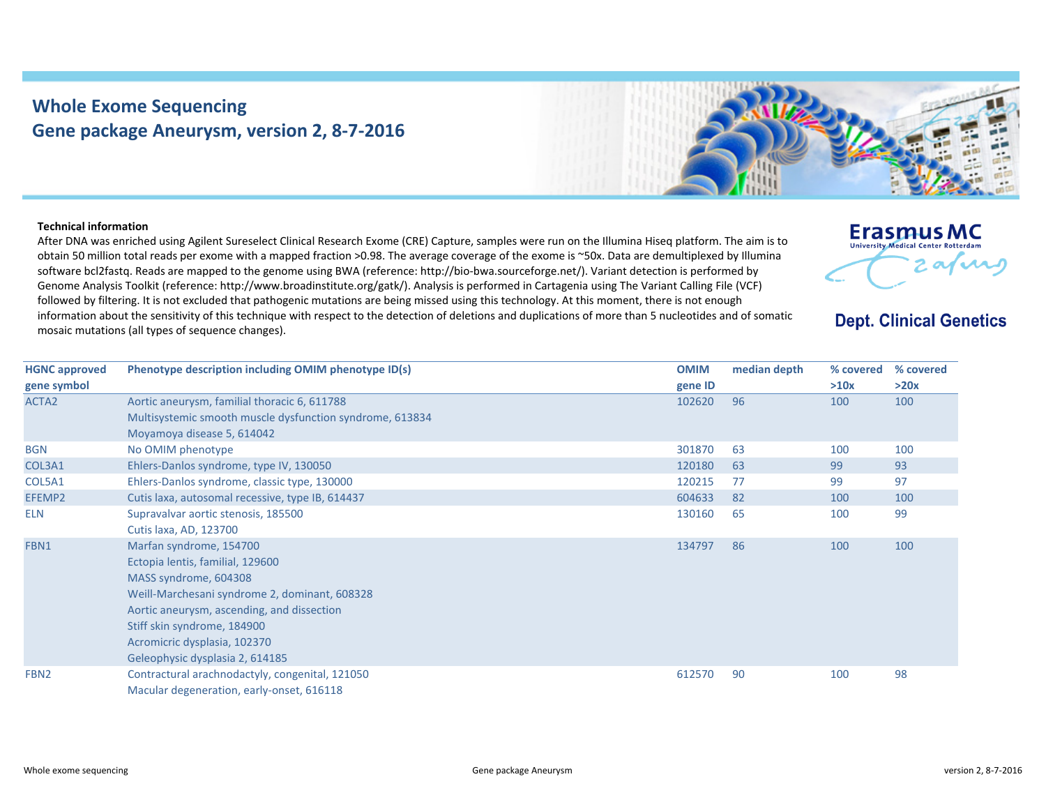# Whole Exome Sequencing
# Gene package Aneurysm, version 2, 8-7-2016

Erasmus MC
University Medical Center Rotterdam

Dept. Clinical Genetics

**Technical information**

After DNA was enriched using Agilent Sureselect Clinical Research Exome (CRE) Capture, samples were run on the Illumina Hiseq platform. The aim is to obtain 50 million total reads per exome with a mapped fraction >0.98. The average coverage of the exome is ~50x. Data are demultiplexed by Illumina software bcl2fastq. Reads are mapped to the genome using BWA (reference: http://bio-bwa.sourceforge.net/). Variant detection is performed by Genome Analysis Toolkit (reference: http://www.broadinstitute.org/gatk/). Analysis is performed in Cartagenia using The Variant Calling File (VCF) followed by filtering. It is not excluded that pathogenic mutations are being missed using this technology. At this moment, there is not enough information about the sensitivity of this technique with respect to the detection of deletions and duplications of more than 5 nucleotides and of somatic mosaic mutations (all types of sequence changes).

| HGNC approved gene symbol | Phenotype description including OMIM phenotype ID(s) | OMIM gene ID | median depth | % covered >10x | % covered >20x |
|---|---|---|---|---|---|
| ACTA2 | Aortic aneurysm, familial thoracic 6, 611788<br>Multisystemic smooth muscle dysfunction syndrome, 613834<br>Moyamoya disease 5, 614042 | 102620 | 96 | 100 | 100 |
| BGN | No OMIM phenotype | 301870 | 63 | 100 | 100 |
| COL3A1 | Ehlers-Danlos syndrome, type IV, 130050 | 120180 | 63 | 99 | 93 |
| COL5A1 | Ehlers-Danlos syndrome, classic type, 130000 | 120215 | 77 | 99 | 97 |
| EFEMP2 | Cutis laxa, autosomal recessive, type IB, 614437 | 604633 | 82 | 100 | 100 |
| ELN | Supravalvar aortic stenosis, 185500<br>Cutis laxa, AD, 123700 | 130160 | 65 | 100 | 99 |
| FBN1 | Marfan syndrome, 154700<br>Ectopia lentis, familial, 129600<br>MASS syndrome, 604308<br>Weill-Marchesani syndrome 2, dominant, 608328<br>Aortic aneurysm, ascending, and dissection<br>Stiff skin syndrome, 184900<br>Acromicric dysplasia, 102370<br>Geleophysic dysplasia 2, 614185 | 134797 | 86 | 100 | 100 |
| FBN2 | Contractural arachnodactyly, congenital, 121050<br>Macular degeneration, early-onset, 616118 | 612570 | 90 | 100 | 98 |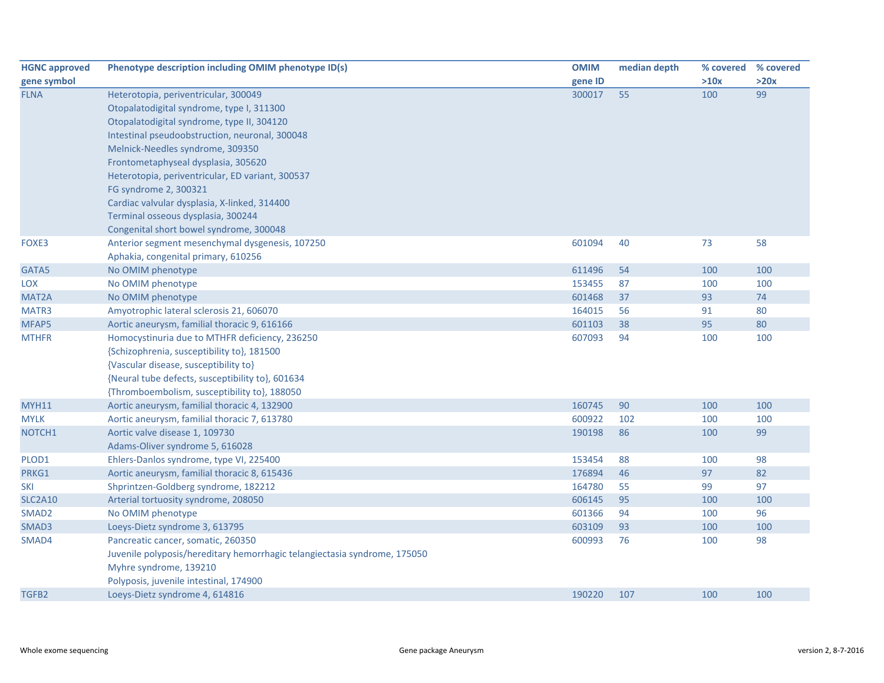| HGNC approved gene symbol | Phenotype description including OMIM phenotype ID(s) | OMIM gene ID | median depth | % covered >10x | % covered >20x |
| --- | --- | --- | --- | --- | --- |
| FLNA | Heterotopia, periventricular, 300049<br>Otopalatodigital syndrome, type I, 311300<br>Otopalatodigital syndrome, type II, 304120<br>Intestinal pseudoobstruction, neuronal, 300048<br>Melnick-Needles syndrome, 309350<br>Frontometaphyseal dysplasia, 305620<br>Heterotopia, periventricular, ED variant, 300537<br>FG syndrome 2, 300321<br>Cardiac valvular dysplasia, X-linked, 314400<br>Terminal osseous dysplasia, 300244<br>Congenital short bowel syndrome, 300048 | 300017 | 55 | 100 | 99 |
| FOXE3 | Anterior segment mesenchymal dysgenesis, 107250<br>Aphakia, congenital primary, 610256 | 601094 | 40 | 73 | 58 |
| GATA5 | No OMIM phenotype | 611496 | 54 | 100 | 100 |
| LOX | No OMIM phenotype | 153455 | 87 | 100 | 100 |
| MAT2A | No OMIM phenotype | 601468 | 37 | 93 | 74 |
| MATR3 | Amyotrophic lateral sclerosis 21, 606070 | 164015 | 56 | 91 | 80 |
| MFAP5 | Aortic aneurysm, familial thoracic 9, 616166 | 601103 | 38 | 95 | 80 |
| MTHFR | Homocystinuria due to MTHFR deficiency, 236250<br>{Schizophrenia, susceptibility to}, 181500<br>{Vascular disease, susceptibility to}<br>{Neural tube defects, susceptibility to}, 601634<br>{Thromboembolism, susceptibility to}, 188050 | 607093 | 94 | 100 | 100 |
| MYH11 | Aortic aneurysm, familial thoracic 4, 132900 | 160745 | 90 | 100 | 100 |
| MYLK | Aortic aneurysm, familial thoracic 7, 613780 | 600922 | 102 | 100 | 100 |
| NOTCH1 | Aortic valve disease 1, 109730<br>Adams-Oliver syndrome 5, 616028 | 190198 | 86 | 100 | 99 |
| PLOD1 | Ehlers-Danlos syndrome, type VI, 225400 | 153454 | 88 | 100 | 98 |
| PRKG1 | Aortic aneurysm, familial thoracic 8, 615436 | 176894 | 46 | 97 | 82 |
| SKI | Shprintzen-Goldberg syndrome, 182212 | 164780 | 55 | 99 | 97 |
| SLC2A10 | Arterial tortuosity syndrome, 208050 | 606145 | 95 | 100 | 100 |
| SMAD2 | No OMIM phenotype | 601366 | 94 | 100 | 96 |
| SMAD3 | Loeys-Dietz syndrome 3, 613795 | 603109 | 93 | 100 | 100 |
| SMAD4 | Pancreatic cancer, somatic, 260350<br>Juvenile polyposis/hereditary hemorrhagic telangiectasia syndrome, 175050<br>Myhre syndrome, 139210<br>Polyposis, juvenile intestinal, 174900 | 600993 | 76 | 100 | 98 |
| TGFB2 | Loeys-Dietz syndrome 4, 614816 | 190220 | 107 | 100 | 100 |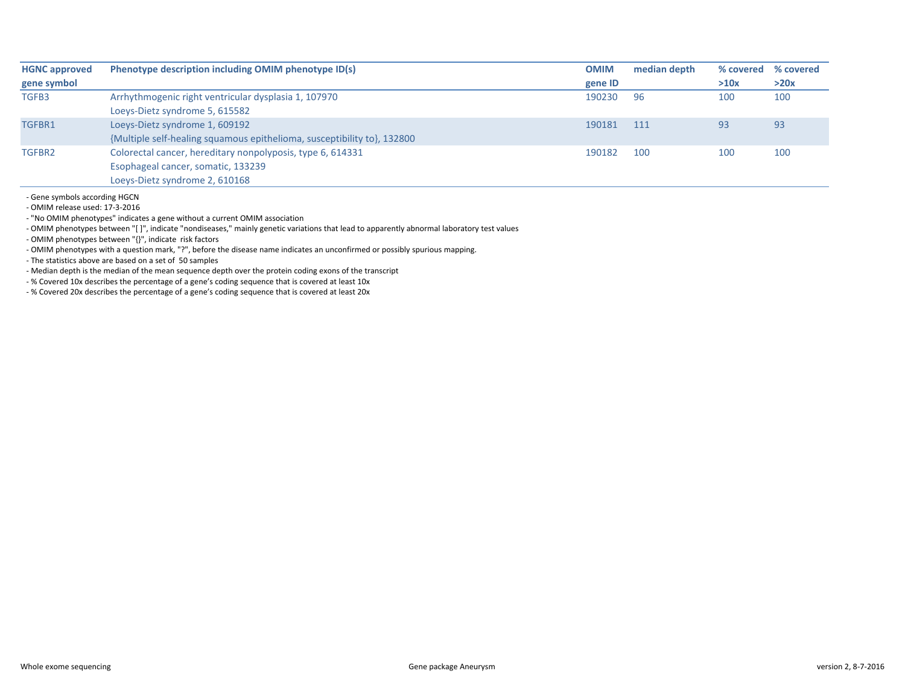| HGNC approved gene symbol | Phenotype description including OMIM phenotype ID(s) | OMIM gene ID | median depth | % covered >10x | % covered >20x |
|---|---|---|---|---|---|
| TGFB3 | Arrhythmogenic right ventricular dysplasia 1, 107970<br>Loeys-Dietz syndrome 5, 615582 | 190230 | 96 | 100 | 100 |
| TGFBR1 | Loeys-Dietz syndrome 1, 609192<br>{Multiple self-healing squamous epithelioma, susceptibility to}, 132800 | 190181 | 111 | 93 | 93 |
| TGFBR2 | Colorectal cancer, hereditary nonpolyposis, type 6, 614331<br>Esophageal cancer, somatic, 133239<br>Loeys-Dietz syndrome 2, 610168 | 190182 | 100 | 100 | 100 |

- Gene symbols according HGCN
- OMIM release used: 17-3-2016
- "No OMIM phenotypes" indicates a gene without a current OMIM association
- OMIM phenotypes between "[ ]", indicate "nondiseases," mainly genetic variations that lead to apparently abnormal laboratory test values
- OMIM phenotypes between "{}", indicate risk factors
- OMIM phenotypes with a question mark, "?", before the disease name indicates an unconfirmed or possibly spurious mapping.
- The statistics above are based on a set of 50 samples
- Median depth is the median of the mean sequence depth over the protein coding exons of the transcript
- % Covered 10x describes the percentage of a gene's coding sequence that is covered at least 10x
- % Covered 20x describes the percentage of a gene's coding sequence that is covered at least 20x